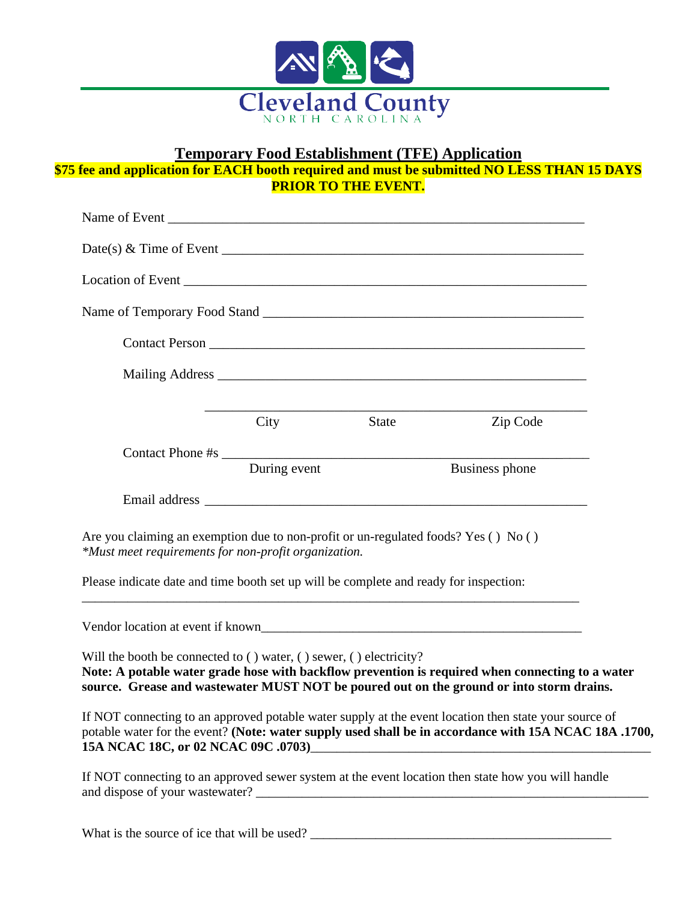Cleveland County
NORTH CAROLINA

# Temporary Food Establishment (TFE) Application

**$75 fee and application for EACH booth required and must be submitted NO LESS THAN 15 DAYS PRIOR TO THE EVENT.**

Name of Event ____________________________________________________________

Date(s) & Time of Event ______________________________________________________

Location of Event __________________________________________________________

Name of Temporary Food Stand ________________________________________________

Contact Person ______________________________________________________

Mailing Address _____________________________________________________

_____________________________________________________
City State Zip Code

Contact Phone #s ____________________________________________________
During event Business phone

Email address _______________________________________________________

Are you claiming an exemption due to non-profit or un-regulated foods? Yes ( ) No ( )
*\*Must meet requirements for non-profit organization.*

Please indicate date and time booth set up will be complete and ready for inspection:

_____________________________________________________________________________

Vendor location at event if known_________________________________________________

Will the booth be connected to ( ) water, ( ) sewer, ( ) electricity?
**Note: A potable water grade hose with backflow prevention is required when connecting to a water source. Grease and wastewater MUST NOT be poured out on the ground or into storm drains.**

If NOT connecting to an approved potable water supply at the event location then state your source of potable water for the event? **(Note: water supply used shall be in accordance with 15A NCAC 18A .1700, 15A NCAC 18C, or 02 NCAC 09C .0703)**_____________________________________________

If NOT connecting to an approved sewer system at the event location then state how you will handle and dispose of your wastewater? ______________________________________________________

What is the source of ice that will be used? ______________________________________________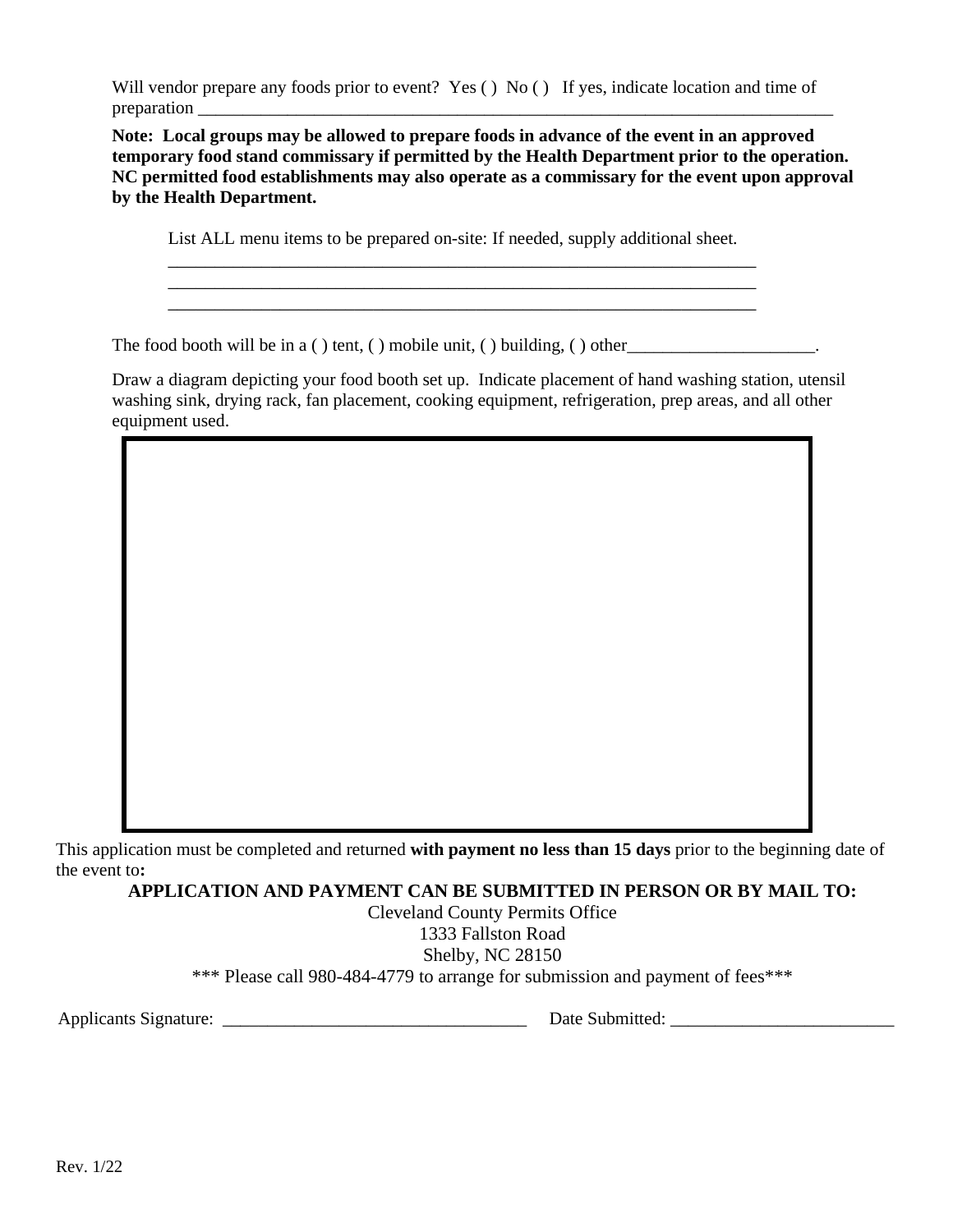Will vendor prepare any foods prior to event? Yes ( ) No ( ) If yes, indicate location and time of preparation ___________________________________________________________________________

**Note: Local groups may be allowed to prepare foods in advance of the event in an approved temporary food stand commissary if permitted by the Health Department prior to the operation. NC permitted food establishments may also operate as a commissary for the event upon approval by the Health Department.**

List ALL menu items to be prepared on-site: If needed, supply additional sheet.

_______________________________________________________________________

_______________________________________________________________________

_______________________________________________________________________

The food booth will be in a ( ) tent, ( ) mobile unit, ( ) building, ( ) other_____________________.

Draw a diagram depicting your food booth set up. Indicate placement of hand washing station, utensil washing sink, drying rack, fan placement, cooking equipment, refrigeration, prep areas, and all other equipment used.

This application must be completed and returned **with payment no less than 15 days** prior to the beginning date of the event to**:**

**APPLICATION AND PAYMENT CAN BE SUBMITTED IN PERSON OR BY MAIL TO:**

Cleveland County Permits Office
1333 Fallston Road
Shelby, NC 28150
*** Please call 980-484-4779 to arrange for submission and payment of fees***

Applicants Signature: __________________________________ Date Submitted: _________________________

Rev. 1/22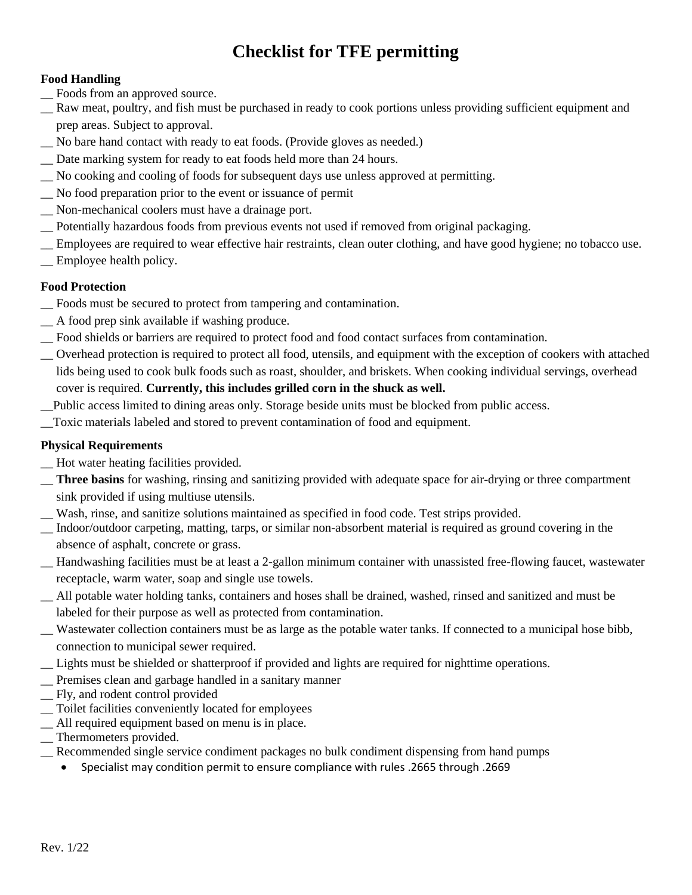# Checklist for TFE permitting

**Food Handling**

__ Foods from an approved source.
__ Raw meat, poultry, and fish must be purchased in ready to cook portions unless providing sufficient equipment and prep areas. Subject to approval.
__ No bare hand contact with ready to eat foods. (Provide gloves as needed.)
__ Date marking system for ready to eat foods held more than 24 hours.
__ No cooking and cooling of foods for subsequent days use unless approved at permitting.
__ No food preparation prior to the event or issuance of permit
__ Non-mechanical coolers must have a drainage port.
__ Potentially hazardous foods from previous events not used if removed from original packaging.
__ Employees are required to wear effective hair restraints, clean outer clothing, and have good hygiene; no tobacco use.
__ Employee health policy.

**Food Protection**

__ Foods must be secured to protect from tampering and contamination.
__ A food prep sink available if washing produce.
__ Food shields or barriers are required to protect food and food contact surfaces from contamination.
__ Overhead protection is required to protect all food, utensils, and equipment with the exception of cookers with attached lids being used to cook bulk foods such as roast, shoulder, and briskets. When cooking individual servings, overhead cover is required. **Currently, this includes grilled corn in the shuck as well.**
__Public access limited to dining areas only. Storage beside units must be blocked from public access.
__Toxic materials labeled and stored to prevent contamination of food and equipment.

**Physical Requirements**

__ Hot water heating facilities provided.
__ **Three basins** for washing, rinsing and sanitizing provided with adequate space for air-drying or three compartment sink provided if using multiuse utensils.
__ Wash, rinse, and sanitize solutions maintained as specified in food code. Test strips provided.
__ Indoor/outdoor carpeting, matting, tarps, or similar non-absorbent material is required as ground covering in the absence of asphalt, concrete or grass.
__ Handwashing facilities must be at least a 2-gallon minimum container with unassisted free-flowing faucet, wastewater receptacle, warm water, soap and single use towels.
__ All potable water holding tanks, containers and hoses shall be drained, washed, rinsed and sanitized and must be labeled for their purpose as well as protected from contamination.
__ Wastewater collection containers must be as large as the potable water tanks. If connected to a municipal hose bibb, connection to municipal sewer required.
__ Lights must be shielded or shatterproof if provided and lights are required for nighttime operations.
__ Premises clean and garbage handled in a sanitary manner
__ Fly, and rodent control provided
__ Toilet facilities conveniently located for employees
__ All required equipment based on menu is in place.
__ Thermometers provided.
__ Recommended single service condiment packages no bulk condiment dispensing from hand pumps

- Specialist may condition permit to ensure compliance with rules .2665 through .2669

Rev. 1/22